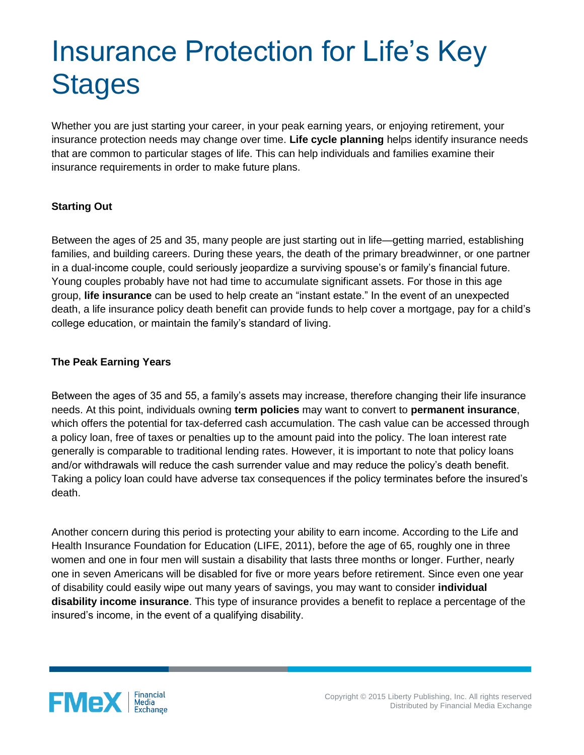# Insurance Protection for Life's Key Stages

Whether you are just starting your career, in your peak earning years, or enjoying retirement, your insurance protection needs may change over time. **Life cycle planning** helps identify insurance needs that are common to particular stages of life. This can help individuals and families examine their insurance requirements in order to make future plans.

### Starting Out

Between the ages of 25 and 35, many people are just starting out in life—getting married, establishing families, and building careers. During these years, the death of the primary breadwinner, or one partner in a dual-income couple, could seriously jeopardize a surviving spouse's or family's financial future. Young couples probably have not had time to accumulate significant assets. For those in this age group, **life insurance** can be used to help create an "instant estate." In the event of an unexpected death, a life insurance policy death benefit can provide funds to help cover a mortgage, pay for a child's college education, or maintain the family's standard of living.

### The Peak Earning Years

Between the ages of 35 and 55, a family's assets may increase, therefore changing their life insurance needs. At this point, individuals owning **term policies** may want to convert to **permanent insurance**, which offers the potential for tax-deferred cash accumulation. The cash value can be accessed through a policy loan, free of taxes or penalties up to the amount paid into the policy. The loan interest rate generally is comparable to traditional lending rates. However, it is important to note that policy loans and/or withdrawals will reduce the cash surrender value and may reduce the policy's death benefit. Taking a policy loan could have adverse tax consequences if the policy terminates before the insured's death.

Another concern during this period is protecting your ability to earn income. According to the Life and Health Insurance Foundation for Education (LIFE, 2011), before the age of 65, roughly one in three women and one in four men will sustain a disability that lasts three months or longer. Further, nearly one in seven Americans will be disabled for five or more years before retirement. Since even one year of disability could easily wipe out many years of savings, you may want to consider **individual disability income insurance**. This type of insurance provides a benefit to replace a percentage of the insured's income, in the event of a qualifying disability.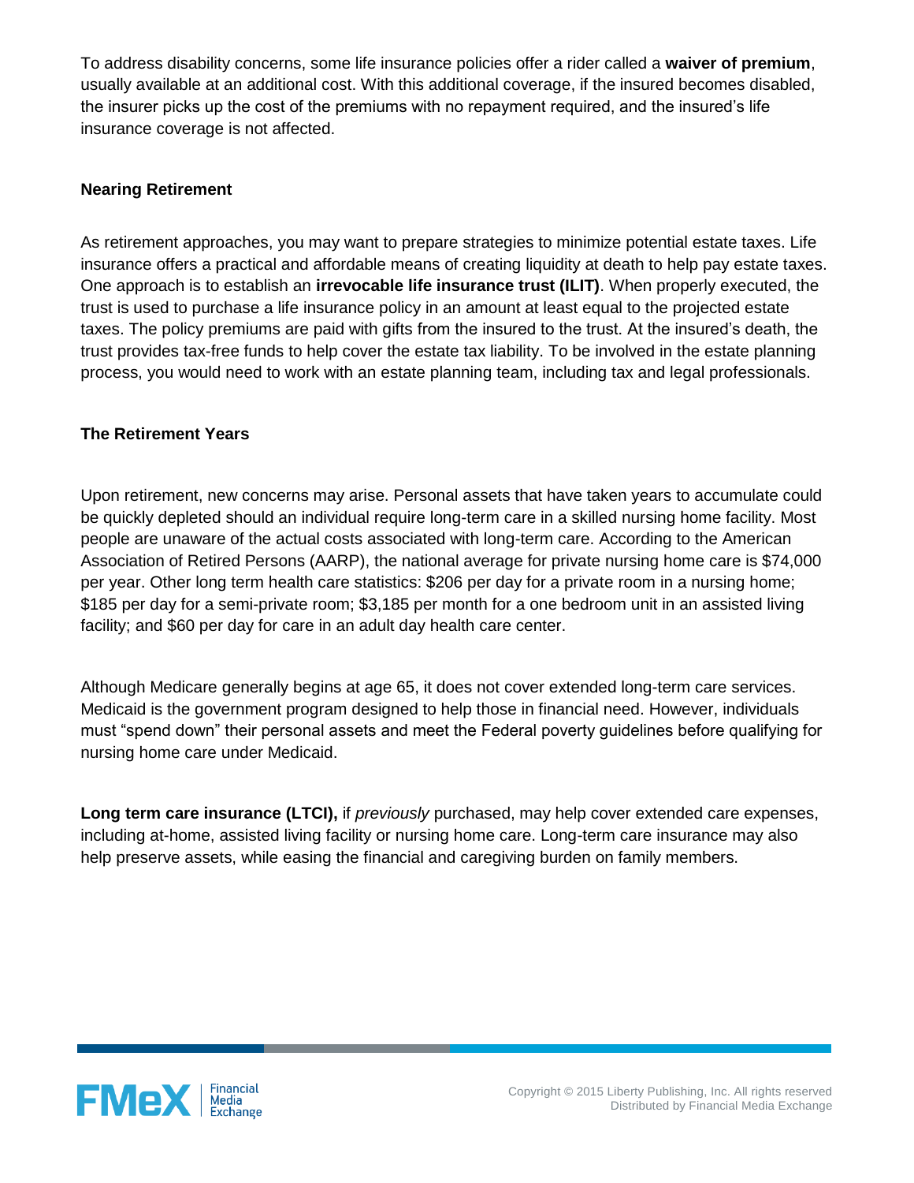To address disability concerns, some life insurance policies offer a rider called a **waiver of premium**, usually available at an additional cost. With this additional coverage, if the insured becomes disabled, the insurer picks up the cost of the premiums with no repayment required, and the insured's life insurance coverage is not affected.

**Nearing Retirement**

As retirement approaches, you may want to prepare strategies to minimize potential estate taxes. Life insurance offers a practical and affordable means of creating liquidity at death to help pay estate taxes. One approach is to establish an **irrevocable life insurance trust (ILIT)**. When properly executed, the trust is used to purchase a life insurance policy in an amount at least equal to the projected estate taxes. The policy premiums are paid with gifts from the insured to the trust. At the insured's death, the trust provides tax-free funds to help cover the estate tax liability. To be involved in the estate planning process, you would need to work with an estate planning team, including tax and legal professionals.

**The Retirement Years**

Upon retirement, new concerns may arise. Personal assets that have taken years to accumulate could be quickly depleted should an individual require long-term care in a skilled nursing home facility. Most people are unaware of the actual costs associated with long-term care. According to the American Association of Retired Persons (AARP), the national average for private nursing home care is $74,000 per year. Other long term health care statistics: $206 per day for a private room in a nursing home; $185 per day for a semi-private room; $3,185 per month for a one bedroom unit in an assisted living facility; and $60 per day for care in an adult day health care center.

Although Medicare generally begins at age 65, it does not cover extended long-term care services. Medicaid is the government program designed to help those in financial need. However, individuals must "spend down" their personal assets and meet the Federal poverty guidelines before qualifying for nursing home care under Medicaid.

**Long term care insurance (LTCI),** if *previously* purchased, may help cover extended care expenses, including at-home, assisted living facility or nursing home care. Long-term care insurance may also help preserve assets, while easing the financial and caregiving burden on family members.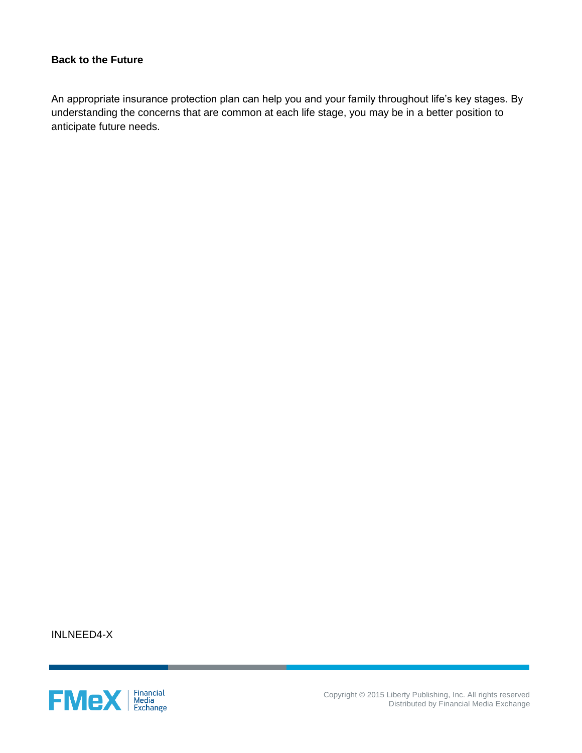**Back to the Future**

An appropriate insurance protection plan can help you and your family throughout life's key stages. By understanding the concerns that are common at each life stage, you may be in a better position to anticipate future needs.

INLNEED4-X

Copyright © 2015 Liberty Publishing, Inc. All rights reserved
Distributed by Financial Media Exchange